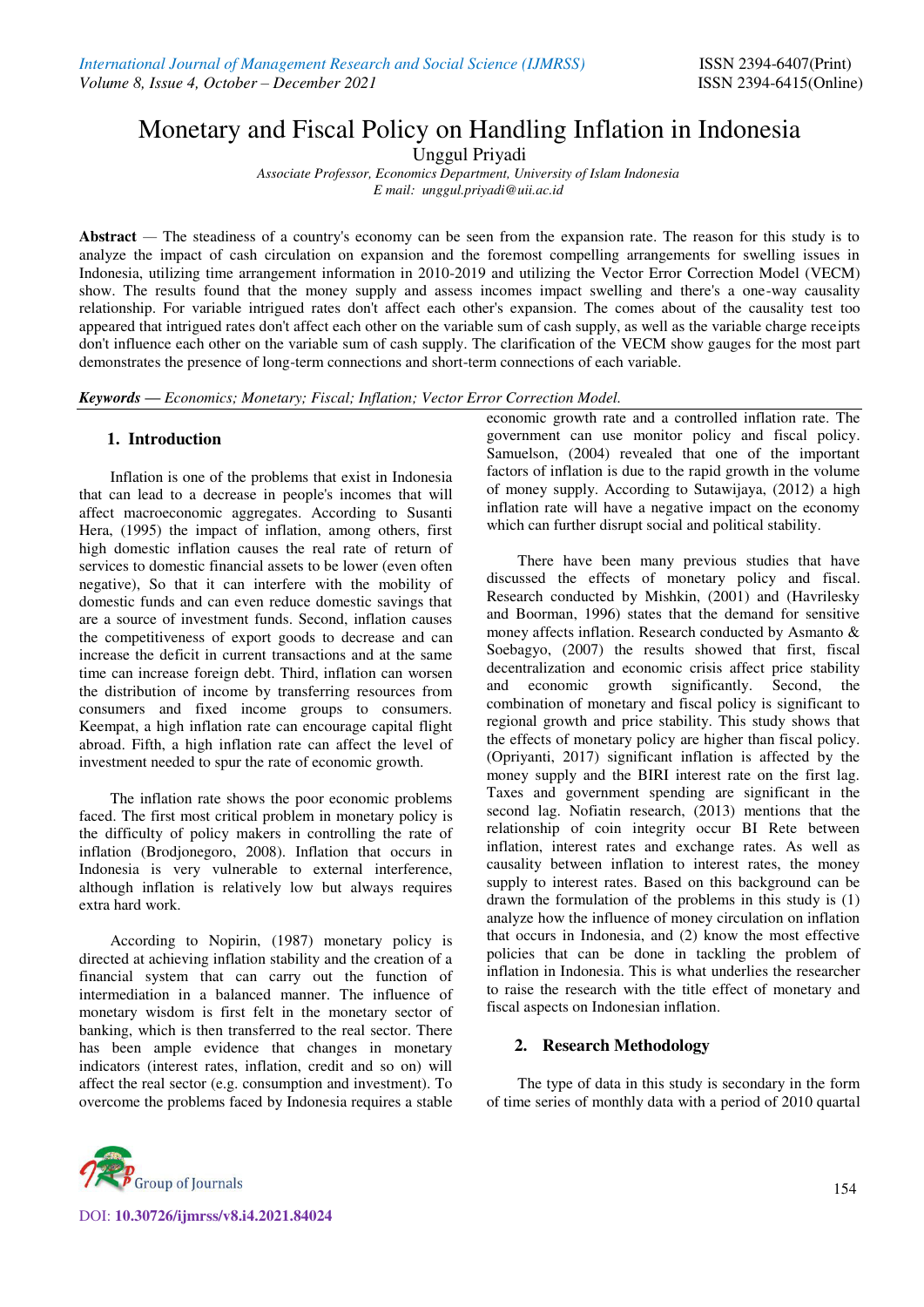# Monetary and Fiscal Policy on Handling Inflation in Indonesia

Unggul Priyadi

*Associate Professor, Economics Department, University of Islam Indonesia*
*E mail: unggul.priyadi@uii.ac.id*

**Abstract** — The steadiness of a country's economy can be seen from the expansion rate. The reason for this study is to analyze the impact of cash circulation on expansion and the foremost compelling arrangements for swelling issues in Indonesia, utilizing time arrangement information in 2010-2019 and utilizing the Vector Error Correction Model (VECM) show. The results found that the money supply and assess incomes impact swelling and there's a one-way causality relationship. For variable intrigued rates don't affect each other's expansion. The comes about of the causality test too appeared that intrigued rates don't affect each other on the variable sum of cash supply, as well as the variable charge receipts don't influence each other on the variable sum of cash supply. The clarification of the VECM show gauges for the most part demonstrates the presence of long-term connections and short-term connections of each variable.

***Keywords*** *— Economics; Monetary; Fiscal; Inflation; Vector Error Correction Model.*

## 1. Introduction

Inflation is one of the problems that exist in Indonesia that can lead to a decrease in people's incomes that will affect macroeconomic aggregates. According to Susanti Hera, (1995) the impact of inflation, among others, first high domestic inflation causes the real rate of return of services to domestic financial assets to be lower (even often negative), So that it can interfere with the mobility of domestic funds and can even reduce domestic savings that are a source of investment funds. Second, inflation causes the competitiveness of export goods to decrease and can increase the deficit in current transactions and at the same time can increase foreign debt. Third, inflation can worsen the distribution of income by transferring resources from consumers and fixed income groups to consumers. Keempat, a high inflation rate can encourage capital flight abroad. Fifth, a high inflation rate can affect the level of investment needed to spur the rate of economic growth.

The inflation rate shows the poor economic problems faced. The first most critical problem in monetary policy is the difficulty of policy makers in controlling the rate of inflation (Brodjonegoro, 2008). Inflation that occurs in Indonesia is very vulnerable to external interference, although inflation is relatively low but always requires extra hard work.

According to Nopirin, (1987) monetary policy is directed at achieving inflation stability and the creation of a financial system that can carry out the function of intermediation in a balanced manner. The influence of monetary wisdom is first felt in the monetary sector of banking, which is then transferred to the real sector. There has been ample evidence that changes in monetary indicators (interest rates, inflation, credit and so on) will affect the real sector (e.g. consumption and investment). To overcome the problems faced by Indonesia requires a stable economic growth rate and a controlled inflation rate. The government can use monitor policy and fiscal policy. Samuelson, (2004) revealed that one of the important factors of inflation is due to the rapid growth in the volume of money supply. According to Sutawijaya, (2012) a high inflation rate will have a negative impact on the economy which can further disrupt social and political stability.

There have been many previous studies that have discussed the effects of monetary policy and fiscal. Research conducted by Mishkin, (2001) and (Havrilesky and Boorman, 1996) states that the demand for sensitive money affects inflation. Research conducted by Asmanto & Soebagyo, (2007) the results showed that first, fiscal decentralization and economic crisis affect price stability and economic growth significantly. Second, the combination of monetary and fiscal policy is significant to regional growth and price stability. This study shows that the effects of monetary policy are higher than fiscal policy. (Opriyanti, 2017) significant inflation is affected by the money supply and the BIRI interest rate on the first lag. Taxes and government spending are significant in the second lag. Nofiatin research, (2013) mentions that the relationship of coin integrity occur BI Rete between inflation, interest rates and exchange rates. As well as causality between inflation to interest rates, the money supply to interest rates. Based on this background can be drawn the formulation of the problems in this study is (1) analyze how the influence of money circulation on inflation that occurs in Indonesia, and (2) know the most effective policies that can be done in tackling the problem of inflation in Indonesia. This is what underlies the researcher to raise the research with the title effect of monetary and fiscal aspects on Indonesian inflation.

## 2. Research Methodology

The type of data in this study is secondary in the form of time series of monthly data with a period of 2010 quartal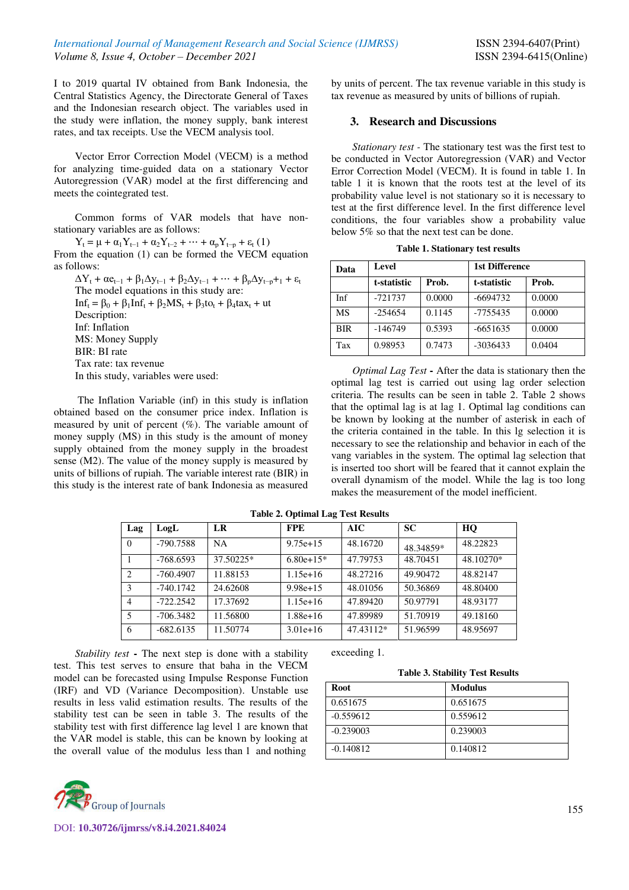I to 2019 quartal IV obtained from Bank Indonesia, the Central Statistics Agency, the Directorate General of Taxes and the Indonesian research object. The variables used in the study were inflation, the money supply, bank interest rates, and tax receipts. Use the VECM analysis tool.

Vector Error Correction Model (VECM) is a method for analyzing time-guided data on a stationary Vector Autoregression (VAR) model at the first differencing and meets the cointegrated test.

Common forms of VAR models that have non-stationary variables are as follows:

$$Y_t = \mu + \alpha_1 Y_{t-1} + \alpha_2 Y_{t-2} + \cdots + \alpha_p Y_{t-p} + \varepsilon_t \ (1)$$

From the equation (1) can be formed the VECM equation as follows:

$$\Delta Y_t + \alpha e_{t-1} + \beta_1 \Delta y_{t-1} + \beta_2 \Delta y_{t-1} + \cdots + \beta_p \Delta y_{t-p} + _1 + \varepsilon_t$$

The model equations in this study are:

$$Inf_t = \beta_0 + \beta_1 Inf_t + \beta_2 MS_t + \beta_3 to_t + \beta_4 tax_t + ut$$

Description:
Inf: Inflation
MS: Money Supply
BIR: BI rate
Tax rate: tax revenue
In this study, variables were used:

The Inflation Variable (inf) in this study is inflation obtained based on the consumer price index. Inflation is measured by unit of percent (%). The variable amount of money supply (MS) in this study is the amount of money supply obtained from the money supply in the broadest sense (M2). The value of the money supply is measured by units of billions of rupiah. The variable interest rate (BIR) in this study is the interest rate of bank Indonesia as measured by units of percent. The tax revenue variable in this study is tax revenue as measured by units of billions of rupiah.

## 3. Research and Discussions

*Stationary test* - The stationary test was the first test to be conducted in Vector Autoregression (VAR) and Vector Error Correction Model (VECM). It is found in table 1. In table 1 it is known that the roots test at the level of its probability value level is not stationary so it is necessary to test at the first difference level. In the first difference level conditions, the four variables show a probability value below 5% so that the next test can be done.

**Table 1. Stationary test results**

| Data | Level | | 1st Difference | |
|---|---|---|---|---|
| | t-statistic | Prob. | t-statistic | Prob. |
| Inf | -721737 | 0.0000 | -6694732 | 0.0000 |
| MS | -254654 | 0.1145 | -7755435 | 0.0000 |
| BIR | -146749 | 0.5393 | -6651635 | 0.0000 |
| Tax | 0.98953 | 0.7473 | -3036433 | 0.0404 |

*Optimal Lag Test* **-** After the data is stationary then the optimal lag test is carried out using lag order selection criteria. The results can be seen in table 2. Table 2 shows that the optimal lag is at lag 1. Optimal lag conditions can be known by looking at the number of asterisk in each of the criteria contained in the table. In this lg selection it is necessary to see the relationship and behavior in each of the vang variables in the system. The optimal lag selection that is inserted too short will be feared that it cannot explain the overall dynamism of the model. While the lag is too long makes the measurement of the model inefficient.

**Table 2. Optimal Lag Test Results**

| Lag | LogL | LR | FPE | AIC | SC | HQ |
|---|---|---|---|---|---|---|
| 0 | -790.7588 | NA | 9.75e+15 | 48.16720 | 48.34859* | 48.22823 |
| 1 | -768.6593 | 37.50225* | 6.80e+15* | 47.79753 | 48.70451 | 48.10270* |
| 2 | -760.4907 | 11.88153 | 1.15e+16 | 48.27216 | 49.90472 | 48.82147 |
| 3 | -740.1742 | 24.62608 | 9.98e+15 | 48.01056 | 50.36869 | 48.80400 |
| 4 | -722.2542 | 17.37692 | 1.15e+16 | 47.89420 | 50.97791 | 48.93177 |
| 5 | -706.3482 | 11.56800 | 1.88e+16 | 47.89989 | 51.70919 | 49.18160 |
| 6 | -682.6135 | 11.50774 | 3.01e+16 | 47.43112* | 51.96599 | 48.95697 |

*Stability test* **-** The next step is done with a stability test. This test serves to ensure that baha in the VECM model can be forecasted using Impulse Response Function (IRF) and VD (Variance Decomposition). Unstable use results in less valid estimation results. The results of the stability test can be seen in table 3. The results of the stability test with first difference lag level 1 are known that the VAR model is stable, this can be known by looking at the overall value of the modulus less than 1 and nothing exceeding 1.

**Table 3. Stability Test Results**

| Root | Modulus |
|---|---|
| 0.651675 | 0.651675 |
| -0.559612 | 0.559612 |
| -0.239003 | 0.239003 |
| -0.140812 | 0.140812 |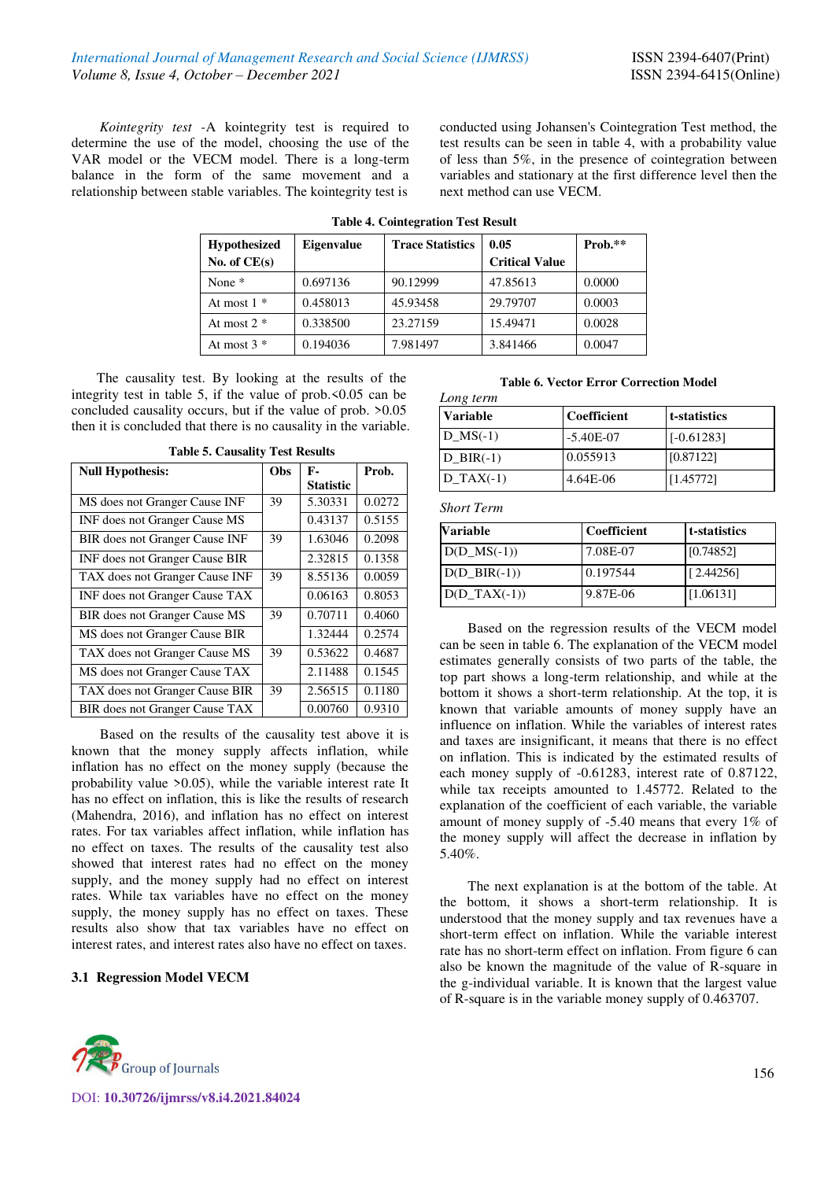*Kointegrity test* -A kointegrity test is required to determine the use of the model, choosing the use of the VAR model or the VECM model. There is a long-term balance in the form of the same movement and a relationship between stable variables. The kointegrity test is conducted using Johansen's Cointegration Test method, the test results can be seen in table 4, with a probability value of less than 5%, in the presence of cointegration between variables and stationary at the first difference level then the next method can use VECM.

**Table 4. Cointegration Test Result**

| Hypothesized No. of CE(s) | Eigenvalue | Trace Statistics | 0.05 Critical Value | Prob.** |
|---|---|---|---|---|
| None * | 0.697136 | 90.12999 | 47.85613 | 0.0000 |
| At most 1 * | 0.458013 | 45.93458 | 29.79707 | 0.0003 |
| At most 2 * | 0.338500 | 23.27159 | 15.49471 | 0.0028 |
| At most 3 * | 0.194036 | 7.981497 | 3.841466 | 0.0047 |

The causality test. By looking at the results of the integrity test in table 5, if the value of prob.<0.05 can be concluded causality occurs, but if the value of prob. >0.05 then it is concluded that there is no causality in the variable.

**Table 5. Causality Test Results**

| Null Hypothesis: | Obs | F-Statistic | Prob. |
|---|---|---|---|
| MS does not Granger Cause INF | 39 | 5.30331 | 0.0272 |
| INF does not Granger Cause MS | | 0.43137 | 0.5155 |
| BIR does not Granger Cause INF | 39 | 1.63046 | 0.2098 |
| INF does not Granger Cause BIR | | 2.32815 | 0.1358 |
| TAX does not Granger Cause INF | 39 | 8.55136 | 0.0059 |
| INF does not Granger Cause TAX | | 0.06163 | 0.8053 |
| BIR does not Granger Cause MS | 39 | 0.70711 | 0.4060 |
| MS does not Granger Cause BIR | | 1.32444 | 0.2574 |
| TAX does not Granger Cause MS | 39 | 0.53622 | 0.4687 |
| MS does not Granger Cause TAX | | 2.11488 | 0.1545 |
| TAX does not Granger Cause BIR | 39 | 2.56515 | 0.1180 |
| BIR does not Granger Cause TAX | | 0.00760 | 0.9310 |

Based on the results of the causality test above it is known that the money supply affects inflation, while inflation has no effect on the money supply (because the probability value >0.05), while the variable interest rate It has no effect on inflation, this is like the results of research (Mahendra, 2016), and inflation has no effect on interest rates. For tax variables affect inflation, while inflation has no effect on taxes. The results of the causality test also showed that interest rates had no effect on the money supply, and the money supply had no effect on interest rates. While tax variables have no effect on the money supply, the money supply has no effect on taxes. These results also show that tax variables have no effect on interest rates, and interest rates also have no effect on taxes.

### 3.1 Regression Model VECM

**Table 6. Vector Error Correction Model**

*Long term*

| Variable | Coefficient | t-statistics |
|---|---|---|
| D_MS(-1) | -5.40E-07 | [-0.61283] |
| D_BIR(-1) | 0.055913 | [0.87122] |
| D_TAX(-1) | 4.64E-06 | [1.45772] |

*Short Term*

| Variable | Coefficient | t-statistics |
|---|---|---|
| D(D_MS(-1)) | 7.08E-07 | [0.74852] |
| D(D_BIR(-1)) | 0.197544 | [ 2.44256] |
| D(D_TAX(-1)) | 9.87E-06 | [1.06131] |

Based on the regression results of the VECM model can be seen in table 6. The explanation of the VECM model estimates generally consists of two parts of the table, the top part shows a long-term relationship, and while at the bottom it shows a short-term relationship. At the top, it is known that variable amounts of money supply have an influence on inflation. While the variables of interest rates and taxes are insignificant, it means that there is no effect on inflation. This is indicated by the estimated results of each money supply of -0.61283, interest rate of 0.87122, while tax receipts amounted to 1.45772. Related to the explanation of the coefficient of each variable, the variable amount of money supply of -5.40 means that every 1% of the money supply will affect the decrease in inflation by 5.40%.

The next explanation is at the bottom of the table. At the bottom, it shows a short-term relationship. It is understood that the money supply and tax revenues have a short-term effect on inflation. While the variable interest rate has no short-term effect on inflation. From figure 6 can also be known the magnitude of the value of R-square in the g-individual variable. It is known that the largest value of R-square is in the variable money supply of 0.463707.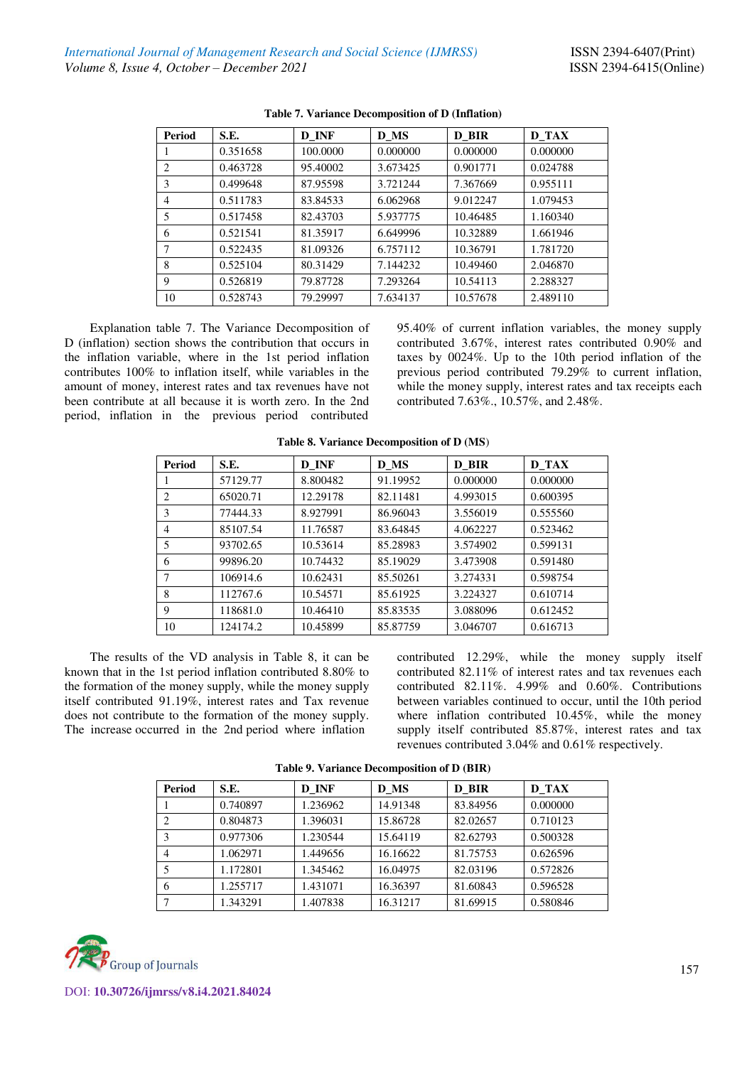**Table 7. Variance Decomposition of D (Inflation)**

| Period | S.E. | D_INF | D_MS | D_BIR | D_TAX |
|---|---|---|---|---|---|
| 1 | 0.351658 | 100.0000 | 0.000000 | 0.000000 | 0.000000 |
| 2 | 0.463728 | 95.40002 | 3.673425 | 0.901771 | 0.024788 |
| 3 | 0.499648 | 87.95598 | 3.721244 | 7.367669 | 0.955111 |
| 4 | 0.511783 | 83.84533 | 6.062968 | 9.012247 | 1.079453 |
| 5 | 0.517458 | 82.43703 | 5.937775 | 10.46485 | 1.160340 |
| 6 | 0.521541 | 81.35917 | 6.649996 | 10.32889 | 1.661946 |
| 7 | 0.522435 | 81.09326 | 6.757112 | 10.36791 | 1.781720 |
| 8 | 0.525104 | 80.31429 | 7.144232 | 10.49460 | 2.046870 |
| 9 | 0.526819 | 79.87728 | 7.293264 | 10.54113 | 2.288327 |
| 10 | 0.528743 | 79.29997 | 7.634137 | 10.57678 | 2.489110 |

Explanation table 7. The Variance Decomposition of D (inflation) section shows the contribution that occurs in the inflation variable, where in the 1st period inflation contributes 100% to inflation itself, while variables in the amount of money, interest rates and tax revenues have not been contribute at all because it is worth zero. In the 2nd period, inflation in the previous period contributed 95.40% of current inflation variables, the money supply contributed 3.67%, interest rates contributed 0.90% and taxes by 0024%. Up to the 10th period inflation of the previous period contributed 79.29% to current inflation, while the money supply, interest rates and tax receipts each contributed 7.63%., 10.57%, and 2.48%.

**Table 8. Variance Decomposition of D (MS)**

| Period | S.E. | D_INF | D_MS | D_BIR | D_TAX |
|---|---|---|---|---|---|
| 1 | 57129.77 | 8.800482 | 91.19952 | 0.000000 | 0.000000 |
| 2 | 65020.71 | 12.29178 | 82.11481 | 4.993015 | 0.600395 |
| 3 | 77444.33 | 8.927991 | 86.96043 | 3.556019 | 0.555560 |
| 4 | 85107.54 | 11.76587 | 83.64845 | 4.062227 | 0.523462 |
| 5 | 93702.65 | 10.53614 | 85.28983 | 3.574902 | 0.599131 |
| 6 | 99896.20 | 10.74432 | 85.19029 | 3.473908 | 0.591480 |
| 7 | 106914.6 | 10.62431 | 85.50261 | 3.274331 | 0.598754 |
| 8 | 112767.6 | 10.54571 | 85.61925 | 3.224327 | 0.610714 |
| 9 | 118681.0 | 10.46410 | 85.83535 | 3.088096 | 0.612452 |
| 10 | 124174.2 | 10.45899 | 85.87759 | 3.046707 | 0.616713 |

The results of the VD analysis in Table 8, it can be known that in the 1st period inflation contributed 8.80% to the formation of the money supply, while the money supply itself contributed 91.19%, interest rates and Tax revenue does not contribute to the formation of the money supply. The increase occurred in the 2nd period where inflation contributed 12.29%, while the money supply itself contributed 82.11% of interest rates and tax revenues each contributed 82.11%. 4.99% and 0.60%. Contributions between variables continued to occur, until the 10th period where inflation contributed 10.45%, while the money supply itself contributed 85.87%, interest rates and tax revenues contributed 3.04% and 0.61% respectively.

**Table 9. Variance Decomposition of D (BIR)**

| Period | S.E. | D_INF | D_MS | D_BIR | D_TAX |
|---|---|---|---|---|---|
| 1 | 0.740897 | 1.236962 | 14.91348 | 83.84956 | 0.000000 |
| 2 | 0.804873 | 1.396031 | 15.86728 | 82.02657 | 0.710123 |
| 3 | 0.977306 | 1.230544 | 15.64119 | 82.62793 | 0.500328 |
| 4 | 1.062971 | 1.449656 | 16.16622 | 81.75753 | 0.626596 |
| 5 | 1.172801 | 1.345462 | 16.04975 | 82.03196 | 0.572826 |
| 6 | 1.255717 | 1.431071 | 16.36397 | 81.60843 | 0.596528 |
| 7 | 1.343291 | 1.407838 | 16.31217 | 81.69915 | 0.580846 |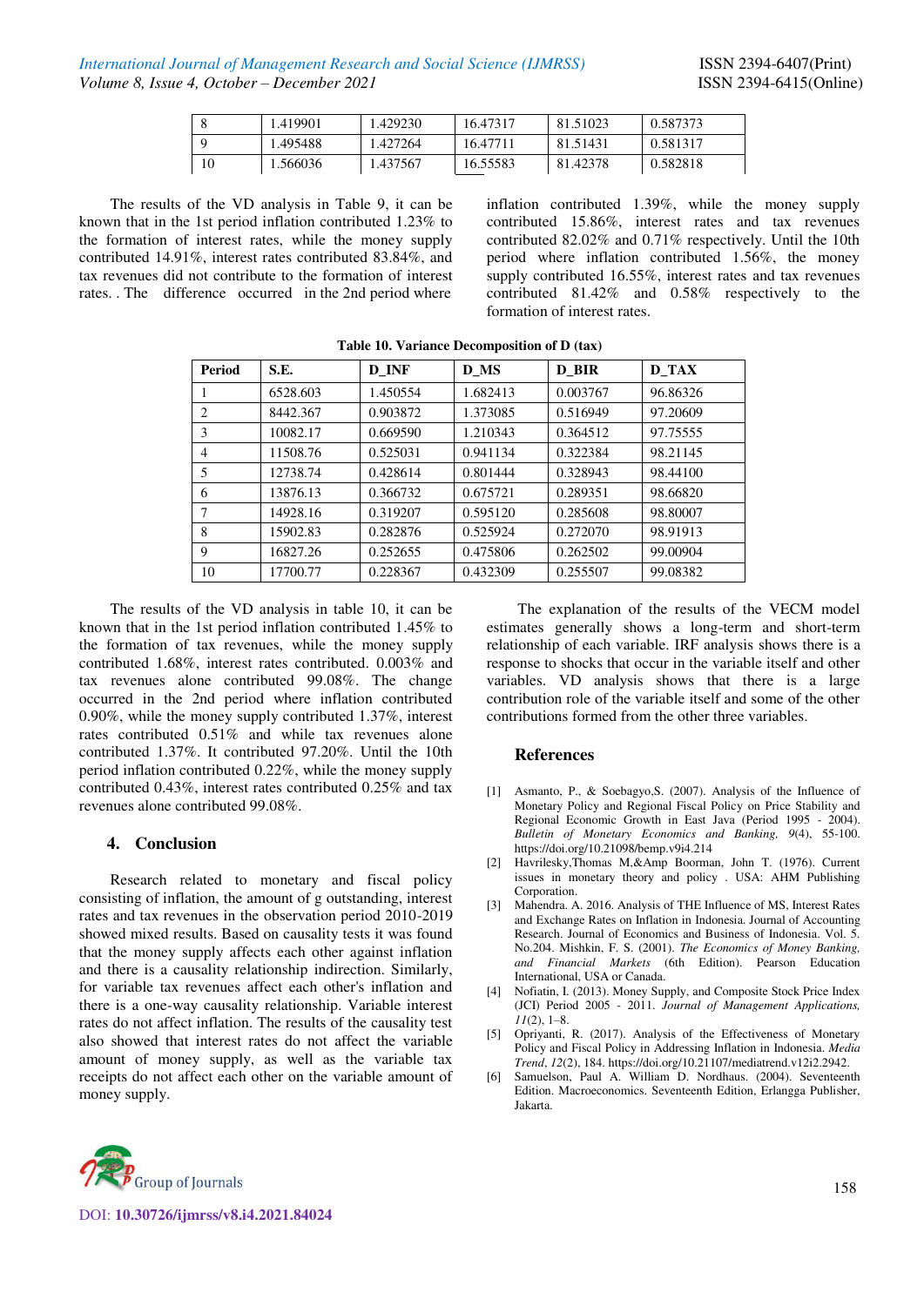| 8 | 1.419901 | 1.429230 | 16.47317 | 81.51023 | 0.587373 |
|---|---|---|---|---|---|
| 9 | 1.495488 | 1.427264 | 16.47711 | 81.51431 | 0.581317 |
| 10 | 1.566036 | 1.437567 | 16.55583 | 81.42378 | 0.582818 |

The results of the VD analysis in Table 9, it can be known that in the 1st period inflation contributed 1.23% to the formation of interest rates, while the money supply contributed 14.91%, interest rates contributed 83.84%, and tax revenues did not contribute to the formation of interest rates. . The difference occurred in the 2nd period where inflation contributed 1.39%, while the money supply contributed 15.86%, interest rates and tax revenues contributed 82.02% and 0.71% respectively. Until the 10th period where inflation contributed 1.56%, the money supply contributed 16.55%, interest rates and tax revenues contributed 81.42% and 0.58% respectively to the formation of interest rates.

**Table 10. Variance Decomposition of D (tax)**

| Period | S.E. | D_INF | D_MS | D_BIR | D_TAX |
|---|---|---|---|---|---|
| 1 | 6528.603 | 1.450554 | 1.682413 | 0.003767 | 96.86326 |
| 2 | 8442.367 | 0.903872 | 1.373085 | 0.516949 | 97.20609 |
| 3 | 10082.17 | 0.669590 | 1.210343 | 0.364512 | 97.75555 |
| 4 | 11508.76 | 0.525031 | 0.941134 | 0.322384 | 98.21145 |
| 5 | 12738.74 | 0.428614 | 0.801444 | 0.328943 | 98.44100 |
| 6 | 13876.13 | 0.366732 | 0.675721 | 0.289351 | 98.66820 |
| 7 | 14928.16 | 0.319207 | 0.595120 | 0.285608 | 98.80007 |
| 8 | 15902.83 | 0.282876 | 0.525924 | 0.272070 | 98.91913 |
| 9 | 16827.26 | 0.252655 | 0.475806 | 0.262502 | 99.00904 |
| 10 | 17700.77 | 0.228367 | 0.432309 | 0.255507 | 99.08382 |

The results of the VD analysis in table 10, it can be known that in the 1st period inflation contributed 1.45% to the formation of tax revenues, while the money supply contributed 1.68%, interest rates contributed. 0.003% and tax revenues alone contributed 99.08%. The change occurred in the 2nd period where inflation contributed 0.90%, while the money supply contributed 1.37%, interest rates contributed 0.51% and while tax revenues alone contributed 1.37%. It contributed 97.20%. Until the 10th period inflation contributed 0.22%, while the money supply contributed 0.43%, interest rates contributed 0.25% and tax revenues alone contributed 99.08%.

## 4. Conclusion

Research related to monetary and fiscal policy consisting of inflation, the amount of g outstanding, interest rates and tax revenues in the observation period 2010-2019 showed mixed results. Based on causality tests it was found that the money supply affects each other against inflation and there is a causality relationship indirection. Similarly, for variable tax revenues affect each other's inflation and there is a one-way causality relationship. Variable interest rates do not affect inflation. The results of the causality test also showed that interest rates do not affect the variable amount of money supply, as well as the variable tax receipts do not affect each other on the variable amount of money supply.

The explanation of the results of the VECM model estimates generally shows a long-term and short-term relationship of each variable. IRF analysis shows there is a response to shocks that occur in the variable itself and other variables. VD analysis shows that there is a large contribution role of the variable itself and some of the other contributions formed from the other three variables.

## References

[1] Asmanto, P., & Soebagyo,S. (2007). Analysis of the Influence of Monetary Policy and Regional Fiscal Policy on Price Stability and Regional Economic Growth in East Java (Period 1995 - 2004). *Bulletin of Monetary Economics and Banking, 9*(4), 55-100. https://doi.org/10.21098/bemp.v9i4.214

[2] Havrilesky,Thomas M,&Amp Boorman, John T. (1976). Current issues in monetary theory and policy . USA: AHM Publishing Corporation.

[3] Mahendra. A. 2016. Analysis of THE Influence of MS, Interest Rates and Exchange Rates on Inflation in Indonesia. Journal of Accounting Research. Journal of Economics and Business of Indonesia. Vol. 5. No.204. Mishkin, F. S. (2001). *The Economics of Money Banking, and Financial Markets* (6th Edition). Pearson Education International, USA or Canada.

[4] Nofiatin, I. (2013). Money Supply, and Composite Stock Price Index (JCI) Period 2005 - 2011. *Journal of Management Applications, 11*(2), 1–8.

[5] Opriyanti, R. (2017). Analysis of the Effectiveness of Monetary Policy and Fiscal Policy in Addressing Inflation in Indonesia. *Media Trend, 12*(2), 184. https://doi.org/10.21107/mediatrend.v12i2.2942.

[6] Samuelson, Paul A. William D. Nordhaus. (2004). Seventeenth Edition. Macroeconomics. Seventeenth Edition, Erlangga Publisher, Jakarta.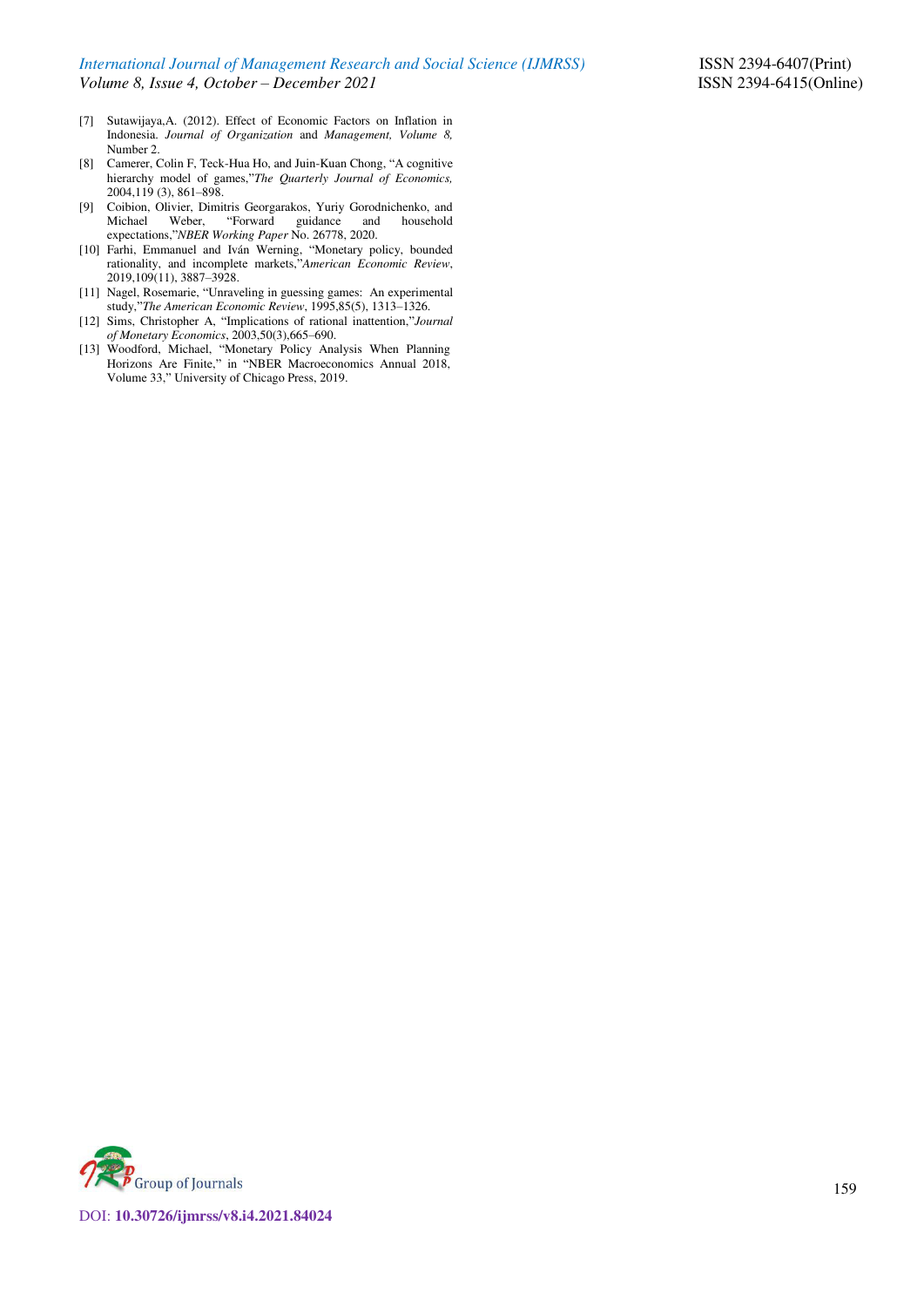[7] Sutawijaya,A. (2012). Effect of Economic Factors on Inflation in Indonesia. *Journal of Organization* and *Management, Volume 8,* Number 2.

[8] Camerer, Colin F, Teck-Hua Ho, and Juin-Kuan Chong, "A cognitive hierarchy model of games,"*The Quarterly Journal of Economics,* 2004,119 (3), 861–898.

[9] Coibion, Olivier, Dimitris Georgarakos, Yuriy Gorodnichenko, and Michael Weber, "Forward guidance and household expectations,"*NBER Working Paper* No. 26778, 2020.

[10] Farhi, Emmanuel and Iván Werning, "Monetary policy, bounded rationality, and incomplete markets,"*American Economic Review*, 2019,109(11), 3887–3928.

[11] Nagel, Rosemarie, "Unraveling in guessing games: An experimental study,"*The American Economic Review*, 1995,85(5), 1313–1326.

[12] Sims, Christopher A, "Implications of rational inattention,"*Journal of Monetary Economics*, 2003,50(3),665–690.

[13] Woodford, Michael, "Monetary Policy Analysis When Planning Horizons Are Finite," in "NBER Macroeconomics Annual 2018, Volume 33," University of Chicago Press, 2019.